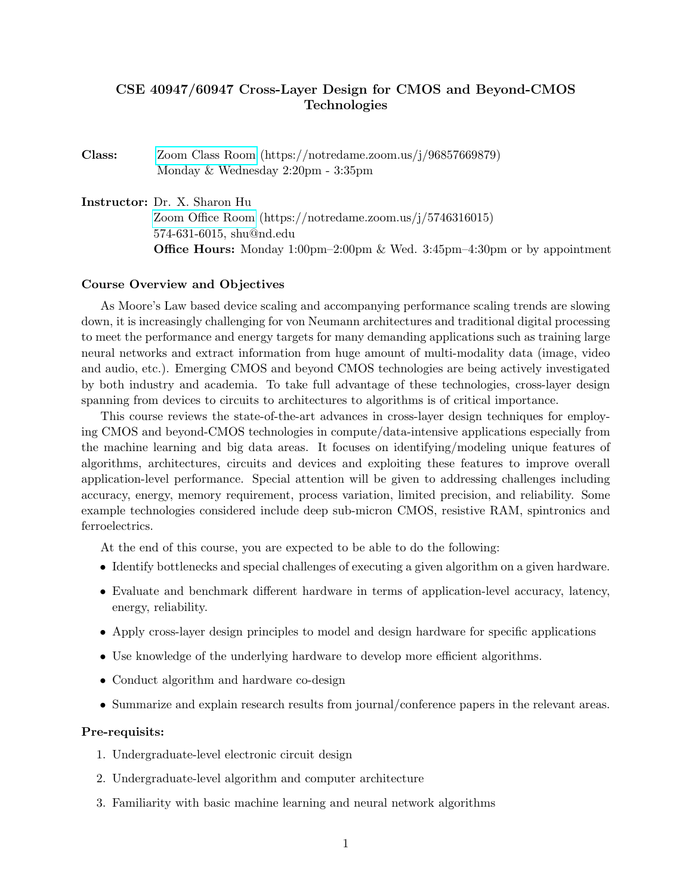# CSE 40947/60947 Cross-Layer Design for CMOS and Beyond-CMOS Technologies

**Class:** Zoom Class Room (https://notredame.zoom.us/j/96857669879)
Monday & Wednesday 2:20pm - 3:35pm

**Instructor:** Dr. X. Sharon Hu
Zoom Office Room (https://notredame.zoom.us/j/5746316015)
574-631-6015, shu@nd.edu
**Office Hours:** Monday 1:00pm–2:00pm & Wed. 3:45pm–4:30pm or by appointment

### Course Overview and Objectives

As Moore's Law based device scaling and accompanying performance scaling trends are slowing down, it is increasingly challenging for von Neumann architectures and traditional digital processing to meet the performance and energy targets for many demanding applications such as training large neural networks and extract information from huge amount of multi-modality data (image, video and audio, etc.). Emerging CMOS and beyond CMOS technologies are being actively investigated by both industry and academia. To take full advantage of these technologies, cross-layer design spanning from devices to circuits to architectures to algorithms is of critical importance.

This course reviews the state-of-the-art advances in cross-layer design techniques for employing CMOS and beyond-CMOS technologies in compute/data-intensive applications especially from the machine learning and big data areas. It focuses on identifying/modeling unique features of algorithms, architectures, circuits and devices and exploiting these features to improve overall application-level performance. Special attention will be given to addressing challenges including accuracy, energy, memory requirement, process variation, limited precision, and reliability. Some example technologies considered include deep sub-micron CMOS, resistive RAM, spintronics and ferroelectrics.

At the end of this course, you are expected to be able to do the following:

- Identify bottlenecks and special challenges of executing a given algorithm on a given hardware.
- Evaluate and benchmark different hardware in terms of application-level accuracy, latency, energy, reliability.
- Apply cross-layer design principles to model and design hardware for specific applications
- Use knowledge of the underlying hardware to develop more efficient algorithms.
- Conduct algorithm and hardware co-design
- Summarize and explain research results from journal/conference papers in the relevant areas.

### Pre-requisits:

1. Undergraduate-level electronic circuit design
2. Undergraduate-level algorithm and computer architecture
3. Familiarity with basic machine learning and neural network algorithms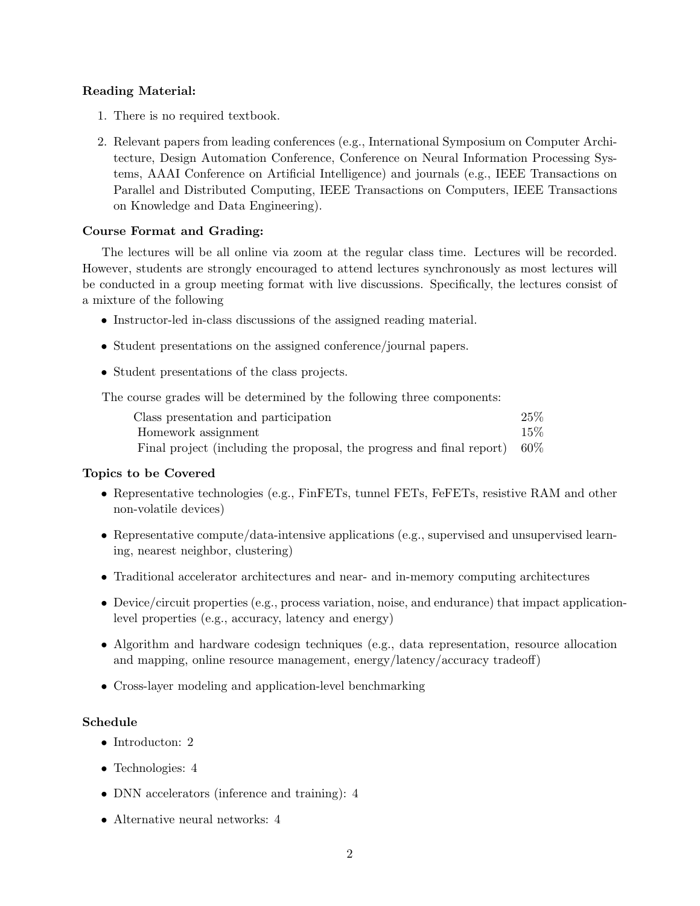**Reading Material:**

1. There is no required textbook.

2. Relevant papers from leading conferences (e.g., International Symposium on Computer Architecture, Design Automation Conference, Conference on Neural Information Processing Systems, AAAI Conference on Artificial Intelligence) and journals (e.g., IEEE Transactions on Parallel and Distributed Computing, IEEE Transactions on Computers, IEEE Transactions on Knowledge and Data Engineering).

**Course Format and Grading:**

The lectures will be all online via zoom at the regular class time. Lectures will be recorded. However, students are strongly encouraged to attend lectures synchronously as most lectures will be conducted in a group meeting format with live discussions. Specifically, the lectures consist of a mixture of the following

- Instructor-led in-class discussions of the assigned reading material.
- Student presentations on the assigned conference/journal papers.
- Student presentations of the class projects.

The course grades will be determined by the following three components:

| Component | Weight |
|---|---|
| Class presentation and participation | 25% |
| Homework assignment | 15% |
| Final project (including the proposal, the progress and final report) | 60% |

**Topics to be Covered**

- Representative technologies (e.g., FinFETs, tunnel FETs, FeFETs, resistive RAM and other non-volatile devices)
- Representative compute/data-intensive applications (e.g., supervised and unsupervised learning, nearest neighbor, clustering)
- Traditional accelerator architectures and near- and in-memory computing architectures
- Device/circuit properties (e.g., process variation, noise, and endurance) that impact application-level properties (e.g., accuracy, latency and energy)
- Algorithm and hardware codesign techniques (e.g., data representation, resource allocation and mapping, online resource management, energy/latency/accuracy tradeoff)
- Cross-layer modeling and application-level benchmarking

**Schedule**

- Introducton: 2
- Technologies: 4
- DNN accelerators (inference and training): 4
- Alternative neural networks: 4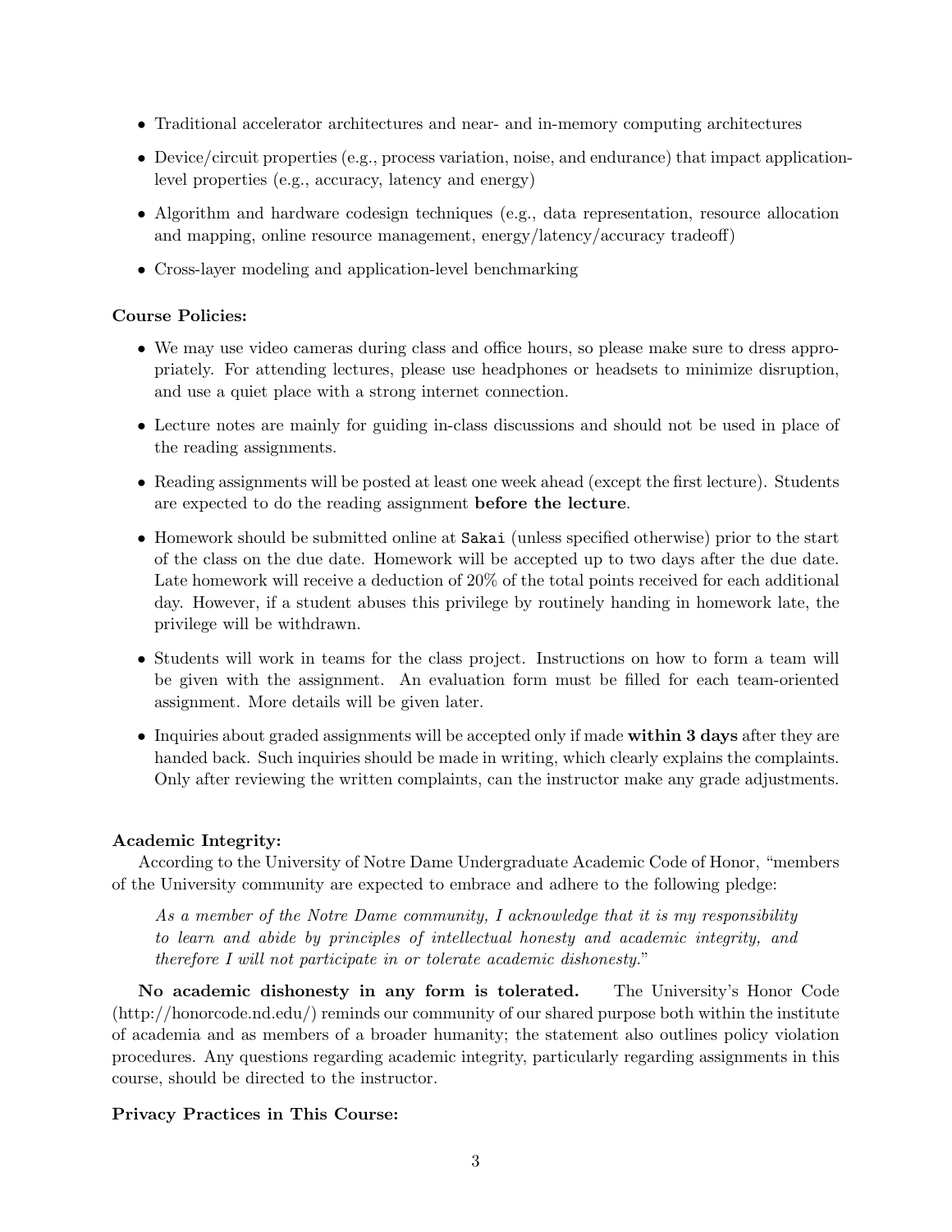- Traditional accelerator architectures and near- and in-memory computing architectures
- Device/circuit properties (e.g., process variation, noise, and endurance) that impact application-level properties (e.g., accuracy, latency and energy)
- Algorithm and hardware codesign techniques (e.g., data representation, resource allocation and mapping, online resource management, energy/latency/accuracy tradeoff)
- Cross-layer modeling and application-level benchmarking

**Course Policies:**

- We may use video cameras during class and office hours, so please make sure to dress appropriately. For attending lectures, please use headphones or headsets to minimize disruption, and use a quiet place with a strong internet connection.
- Lecture notes are mainly for guiding in-class discussions and should not be used in place of the reading assignments.
- Reading assignments will be posted at least one week ahead (except the first lecture). Students are expected to do the reading assignment **before the lecture**.
- Homework should be submitted online at `Sakai` (unless specified otherwise) prior to the start of the class on the due date. Homework will be accepted up to two days after the due date. Late homework will receive a deduction of 20% of the total points received for each additional day. However, if a student abuses this privilege by routinely handing in homework late, the privilege will be withdrawn.
- Students will work in teams for the class project. Instructions on how to form a team will be given with the assignment. An evaluation form must be filled for each team-oriented assignment. More details will be given later.
- Inquiries about graded assignments will be accepted only if made **within 3 days** after they are handed back. Such inquiries should be made in writing, which clearly explains the complaints. Only after reviewing the written complaints, can the instructor make any grade adjustments.

**Academic Integrity:**

According to the University of Notre Dame Undergraduate Academic Code of Honor, "members of the University community are expected to embrace and adhere to the following pledge:

> *As a member of the Notre Dame community, I acknowledge that it is my responsibility to learn and abide by principles of intellectual honesty and academic integrity, and therefore I will not participate in or tolerate academic dishonesty.*"

**No academic dishonesty in any form is tolerated.** The University's Honor Code (http://honorcode.nd.edu/) reminds our community of our shared purpose both within the institute of academia and as members of a broader humanity; the statement also outlines policy violation procedures. Any questions regarding academic integrity, particularly regarding assignments in this course, should be directed to the instructor.

**Privacy Practices in This Course:**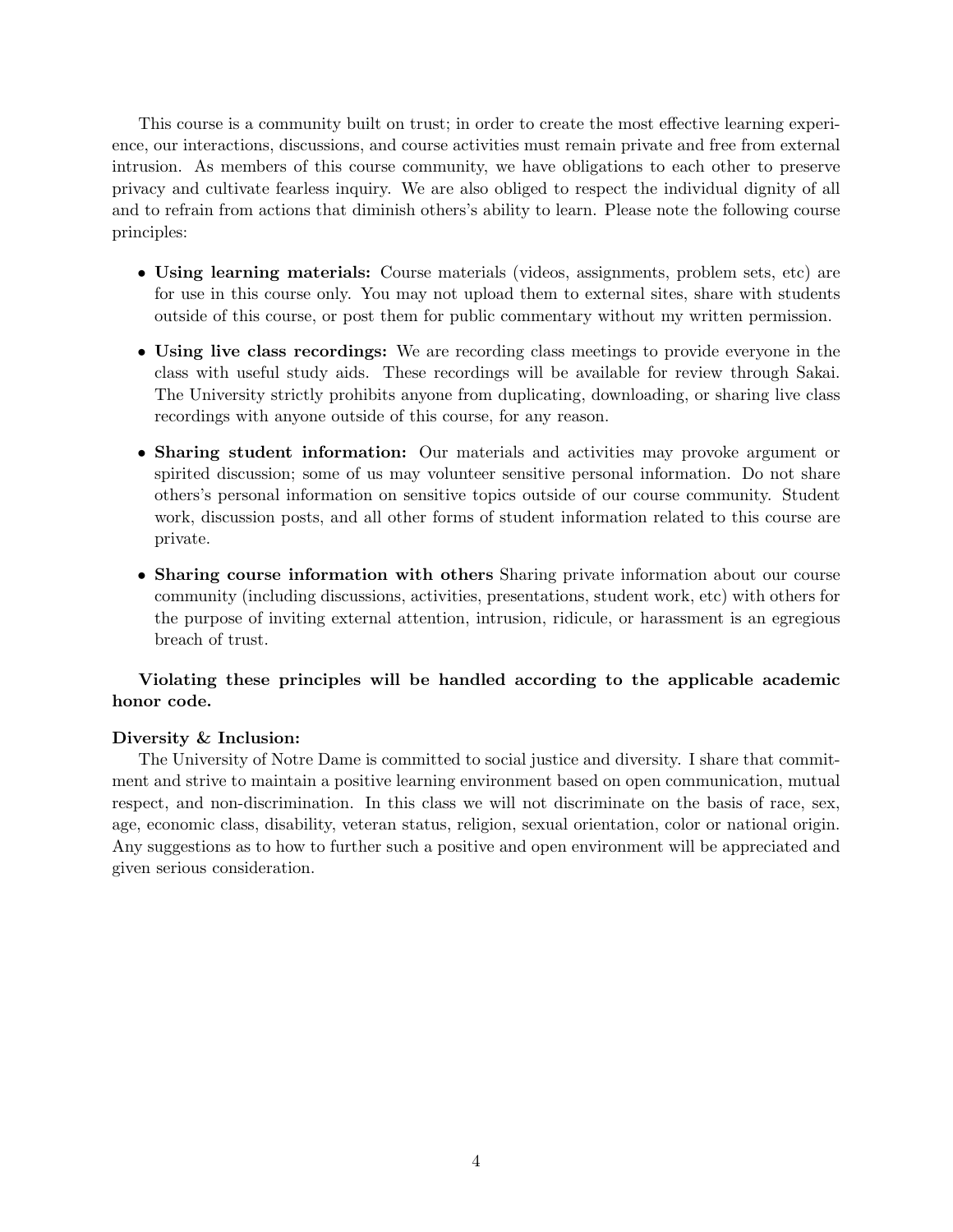This course is a community built on trust; in order to create the most effective learning experience, our interactions, discussions, and course activities must remain private and free from external intrusion. As members of this course community, we have obligations to each other to preserve privacy and cultivate fearless inquiry. We are also obliged to respect the individual dignity of all and to refrain from actions that diminish others's ability to learn. Please note the following course principles:

- **Using learning materials:** Course materials (videos, assignments, problem sets, etc) are for use in this course only. You may not upload them to external sites, share with students outside of this course, or post them for public commentary without my written permission.
- **Using live class recordings:** We are recording class meetings to provide everyone in the class with useful study aids. These recordings will be available for review through Sakai. The University strictly prohibits anyone from duplicating, downloading, or sharing live class recordings with anyone outside of this course, for any reason.
- **Sharing student information:** Our materials and activities may provoke argument or spirited discussion; some of us may volunteer sensitive personal information. Do not share others's personal information on sensitive topics outside of our course community. Student work, discussion posts, and all other forms of student information related to this course are private.
- **Sharing course information with others** Sharing private information about our course community (including discussions, activities, presentations, student work, etc) with others for the purpose of inviting external attention, intrusion, ridicule, or harassment is an egregious breach of trust.

**Violating these principles will be handled according to the applicable academic honor code.**

**Diversity & Inclusion:**

The University of Notre Dame is committed to social justice and diversity. I share that commitment and strive to maintain a positive learning environment based on open communication, mutual respect, and non-discrimination. In this class we will not discriminate on the basis of race, sex, age, economic class, disability, veteran status, religion, sexual orientation, color or national origin. Any suggestions as to how to further such a positive and open environment will be appreciated and given serious consideration.